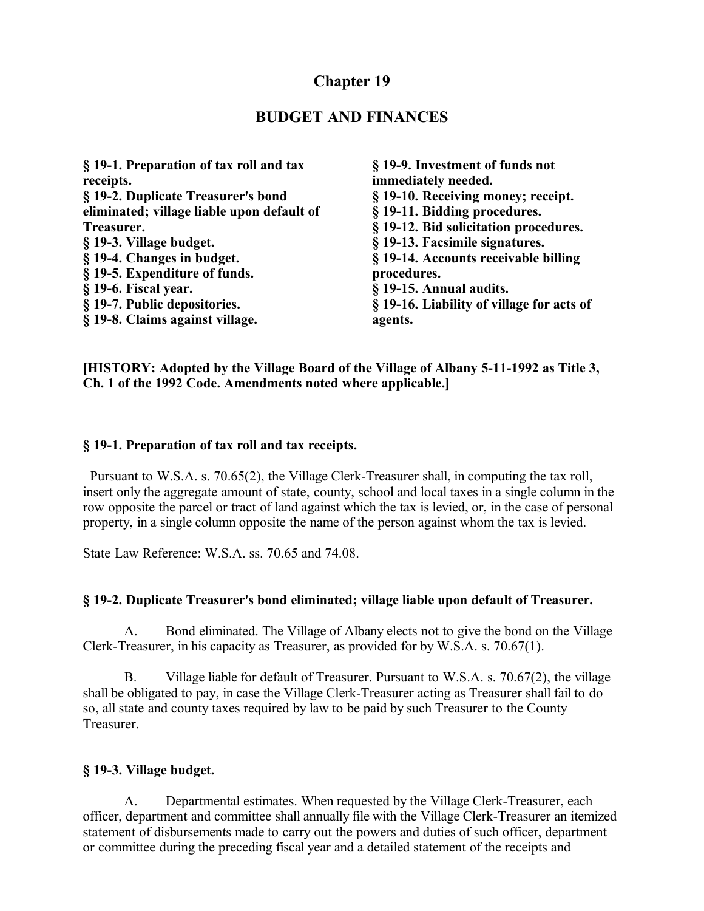# Chapter 19

## BUDGET AND FINANCES

**§ 19-1. Preparation of tax roll and tax receipts.**
**§ 19-2. Duplicate Treasurer's bond eliminated; village liable upon default of Treasurer.**
**§ 19-3. Village budget.**
**§ 19-4. Changes in budget.**
**§ 19-5. Expenditure of funds.**
**§ 19-6. Fiscal year.**
**§ 19-7. Public depositories.**
**§ 19-8. Claims against village.**
**§ 19-9. Investment of funds not immediately needed.**
**§ 19-10. Receiving money; receipt.**
**§ 19-11. Bidding procedures.**
**§ 19-12. Bid solicitation procedures.**
**§ 19-13. Facsimile signatures.**
**§ 19-14. Accounts receivable billing procedures.**
**§ 19-15. Annual audits.**
**§ 19-16. Liability of village for acts of agents.**

---

**[HISTORY: Adopted by the Village Board of the Village of Albany 5-11-1992 as Title 3, Ch. 1 of the 1992 Code. Amendments noted where applicable.]**

### § 19-1. Preparation of tax roll and tax receipts.

Pursuant to W.S.A. s. 70.65(2), the Village Clerk-Treasurer shall, in computing the tax roll, insert only the aggregate amount of state, county, school and local taxes in a single column in the row opposite the parcel or tract of land against which the tax is levied, or, in the case of personal property, in a single column opposite the name of the person against whom the tax is levied.

State Law Reference: W.S.A. ss. 70.65 and 74.08.

### § 19-2. Duplicate Treasurer's bond eliminated; village liable upon default of Treasurer.

A. Bond eliminated. The Village of Albany elects not to give the bond on the Village Clerk-Treasurer, in his capacity as Treasurer, as provided for by W.S.A. s. 70.67(1).

B. Village liable for default of Treasurer. Pursuant to W.S.A. s. 70.67(2), the village shall be obligated to pay, in case the Village Clerk-Treasurer acting as Treasurer shall fail to do so, all state and county taxes required by law to be paid by such Treasurer to the County Treasurer.

### § 19-3. Village budget.

A. Departmental estimates. When requested by the Village Clerk-Treasurer, each officer, department and committee shall annually file with the Village Clerk-Treasurer an itemized statement of disbursements made to carry out the powers and duties of such officer, department or committee during the preceding fiscal year and a detailed statement of the receipts and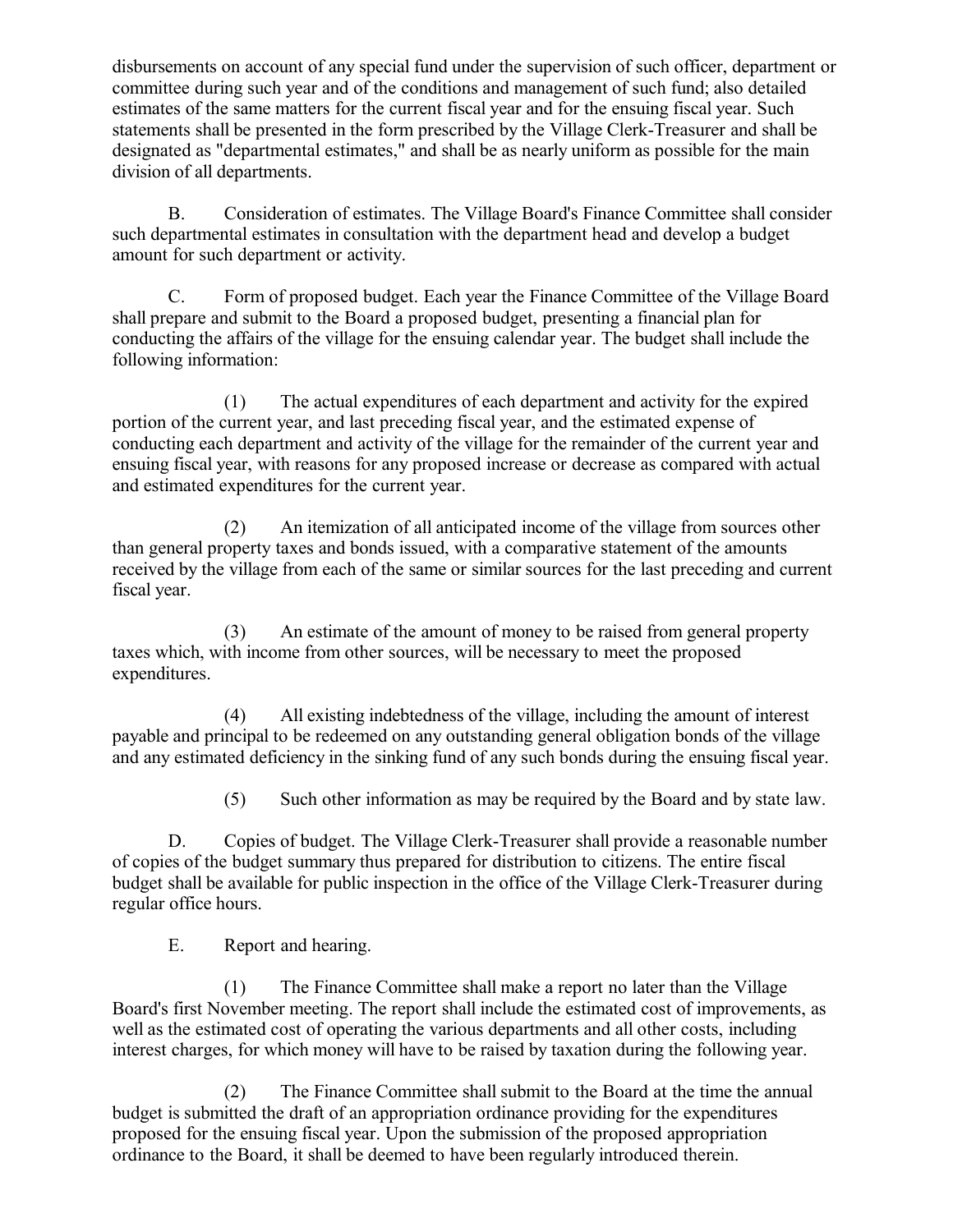disbursements on account of any special fund under the supervision of such officer, department or committee during such year and of the conditions and management of such fund; also detailed estimates of the same matters for the current fiscal year and for the ensuing fiscal year. Such statements shall be presented in the form prescribed by the Village Clerk-Treasurer and shall be designated as "departmental estimates," and shall be as nearly uniform as possible for the main division of all departments.

B. Consideration of estimates. The Village Board's Finance Committee shall consider such departmental estimates in consultation with the department head and develop a budget amount for such department or activity.

C. Form of proposed budget. Each year the Finance Committee of the Village Board shall prepare and submit to the Board a proposed budget, presenting a financial plan for conducting the affairs of the village for the ensuing calendar year. The budget shall include the following information:

(1) The actual expenditures of each department and activity for the expired portion of the current year, and last preceding fiscal year, and the estimated expense of conducting each department and activity of the village for the remainder of the current year and ensuing fiscal year, with reasons for any proposed increase or decrease as compared with actual and estimated expenditures for the current year.

(2) An itemization of all anticipated income of the village from sources other than general property taxes and bonds issued, with a comparative statement of the amounts received by the village from each of the same or similar sources for the last preceding and current fiscal year.

(3) An estimate of the amount of money to be raised from general property taxes which, with income from other sources, will be necessary to meet the proposed expenditures.

(4) All existing indebtedness of the village, including the amount of interest payable and principal to be redeemed on any outstanding general obligation bonds of the village and any estimated deficiency in the sinking fund of any such bonds during the ensuing fiscal year.

(5) Such other information as may be required by the Board and by state law.

D. Copies of budget. The Village Clerk-Treasurer shall provide a reasonable number of copies of the budget summary thus prepared for distribution to citizens. The entire fiscal budget shall be available for public inspection in the office of the Village Clerk-Treasurer during regular office hours.

E. Report and hearing.

(1) The Finance Committee shall make a report no later than the Village Board's first November meeting. The report shall include the estimated cost of improvements, as well as the estimated cost of operating the various departments and all other costs, including interest charges, for which money will have to be raised by taxation during the following year.

(2) The Finance Committee shall submit to the Board at the time the annual budget is submitted the draft of an appropriation ordinance providing for the expenditures proposed for the ensuing fiscal year. Upon the submission of the proposed appropriation ordinance to the Board, it shall be deemed to have been regularly introduced therein.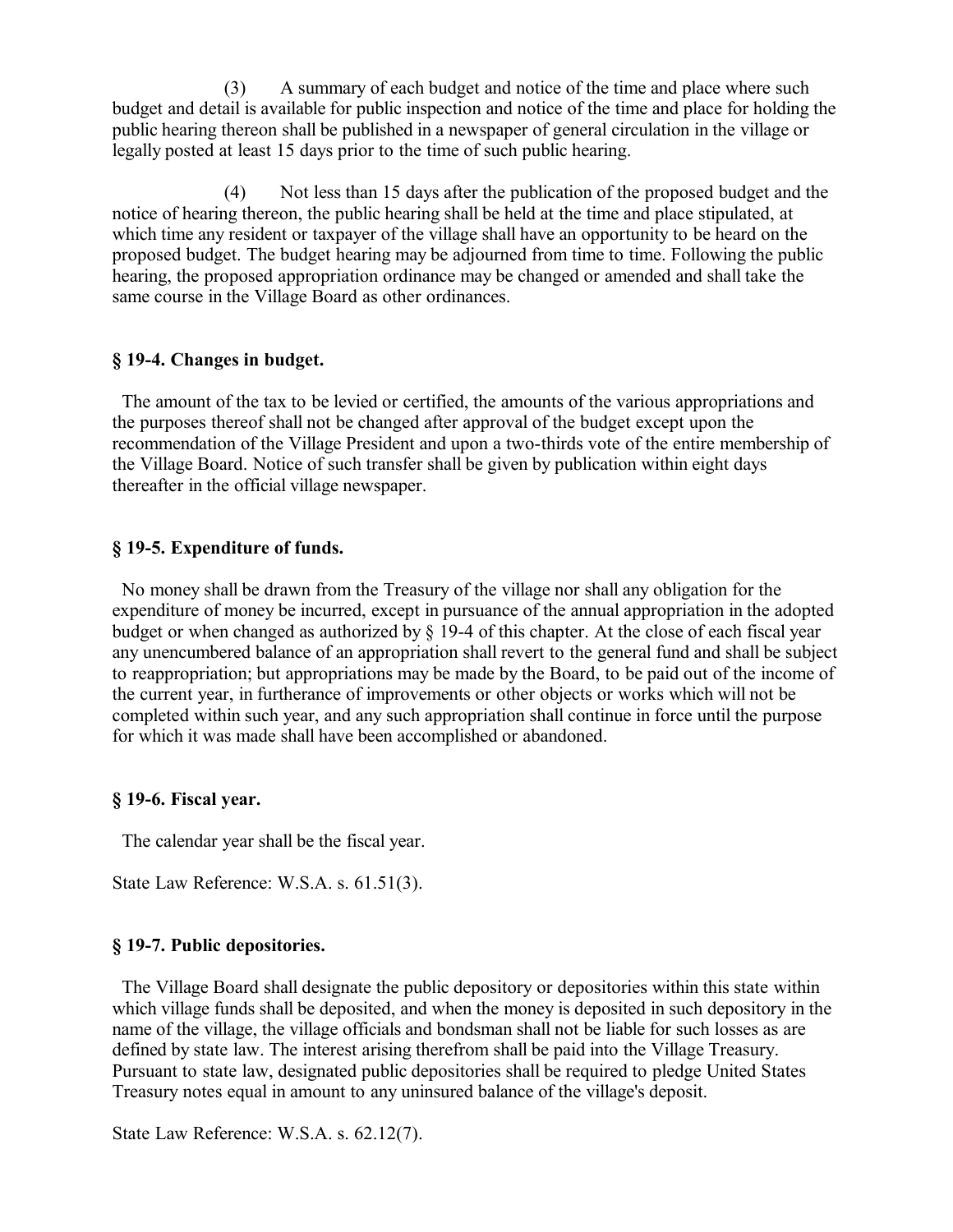(3) A summary of each budget and notice of the time and place where such budget and detail is available for public inspection and notice of the time and place for holding the public hearing thereon shall be published in a newspaper of general circulation in the village or legally posted at least 15 days prior to the time of such public hearing.

(4) Not less than 15 days after the publication of the proposed budget and the notice of hearing thereon, the public hearing shall be held at the time and place stipulated, at which time any resident or taxpayer of the village shall have an opportunity to be heard on the proposed budget. The budget hearing may be adjourned from time to time. Following the public hearing, the proposed appropriation ordinance may be changed or amended and shall take the same course in the Village Board as other ordinances.

### § 19-4. Changes in budget.

The amount of the tax to be levied or certified, the amounts of the various appropriations and the purposes thereof shall not be changed after approval of the budget except upon the recommendation of the Village President and upon a two-thirds vote of the entire membership of the Village Board. Notice of such transfer shall be given by publication within eight days thereafter in the official village newspaper.

### § 19-5. Expenditure of funds.

No money shall be drawn from the Treasury of the village nor shall any obligation for the expenditure of money be incurred, except in pursuance of the annual appropriation in the adopted budget or when changed as authorized by § 19-4 of this chapter. At the close of each fiscal year any unencumbered balance of an appropriation shall revert to the general fund and shall be subject to reappropriation; but appropriations may be made by the Board, to be paid out of the income of the current year, in furtherance of improvements or other objects or works which will not be completed within such year, and any such appropriation shall continue in force until the purpose for which it was made shall have been accomplished or abandoned.

### § 19-6. Fiscal year.

The calendar year shall be the fiscal year.

State Law Reference: W.S.A. s. 61.51(3).

### § 19-7. Public depositories.

The Village Board shall designate the public depository or depositories within this state within which village funds shall be deposited, and when the money is deposited in such depository in the name of the village, the village officials and bondsman shall not be liable for such losses as are defined by state law. The interest arising therefrom shall be paid into the Village Treasury. Pursuant to state law, designated public depositories shall be required to pledge United States Treasury notes equal in amount to any uninsured balance of the village's deposit.

State Law Reference: W.S.A. s. 62.12(7).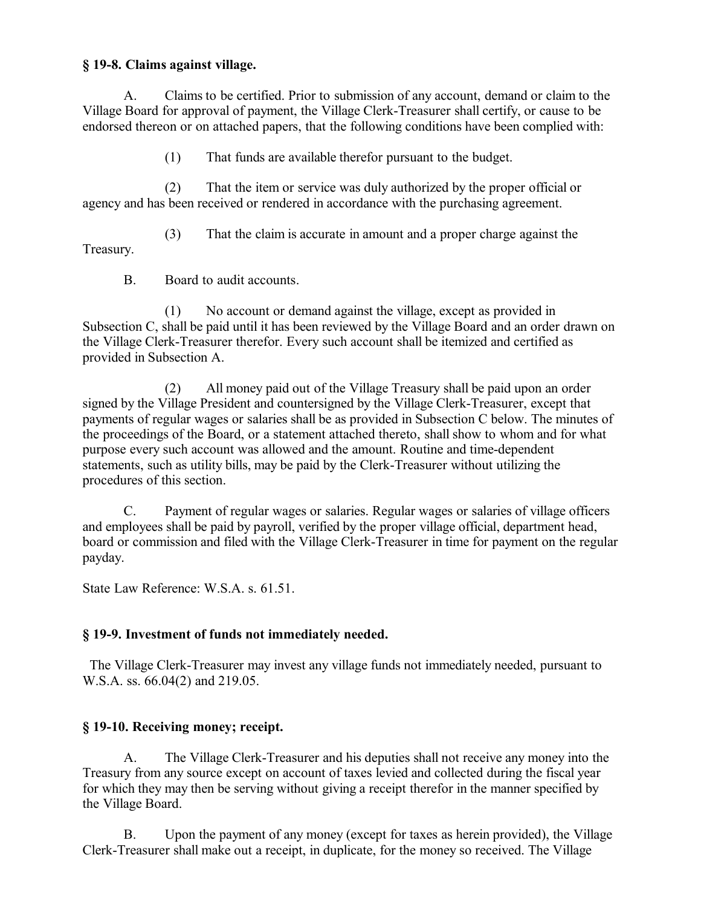### § 19-8. Claims against village.

A. Claims to be certified. Prior to submission of any account, demand or claim to the Village Board for approval of payment, the Village Clerk-Treasurer shall certify, or cause to be endorsed thereon or on attached papers, that the following conditions have been complied with:

(1) That funds are available therefor pursuant to the budget.

(2) That the item or service was duly authorized by the proper official or agency and has been received or rendered in accordance with the purchasing agreement.

(3) That the claim is accurate in amount and a proper charge against the Treasury.

B. Board to audit accounts.

(1) No account or demand against the village, except as provided in Subsection C, shall be paid until it has been reviewed by the Village Board and an order drawn on the Village Clerk-Treasurer therefor. Every such account shall be itemized and certified as provided in Subsection A.

(2) All money paid out of the Village Treasury shall be paid upon an order signed by the Village President and countersigned by the Village Clerk-Treasurer, except that payments of regular wages or salaries shall be as provided in Subsection C below. The minutes of the proceedings of the Board, or a statement attached thereto, shall show to whom and for what purpose every such account was allowed and the amount. Routine and time-dependent statements, such as utility bills, may be paid by the Clerk-Treasurer without utilizing the procedures of this section.

C. Payment of regular wages or salaries. Regular wages or salaries of village officers and employees shall be paid by payroll, verified by the proper village official, department head, board or commission and filed with the Village Clerk-Treasurer in time for payment on the regular payday.

State Law Reference: W.S.A. s. 61.51.

### § 19-9. Investment of funds not immediately needed.

The Village Clerk-Treasurer may invest any village funds not immediately needed, pursuant to W.S.A. ss. 66.04(2) and 219.05.

### § 19-10. Receiving money; receipt.

A. The Village Clerk-Treasurer and his deputies shall not receive any money into the Treasury from any source except on account of taxes levied and collected during the fiscal year for which they may then be serving without giving a receipt therefor in the manner specified by the Village Board.

B. Upon the payment of any money (except for taxes as herein provided), the Village Clerk-Treasurer shall make out a receipt, in duplicate, for the money so received. The Village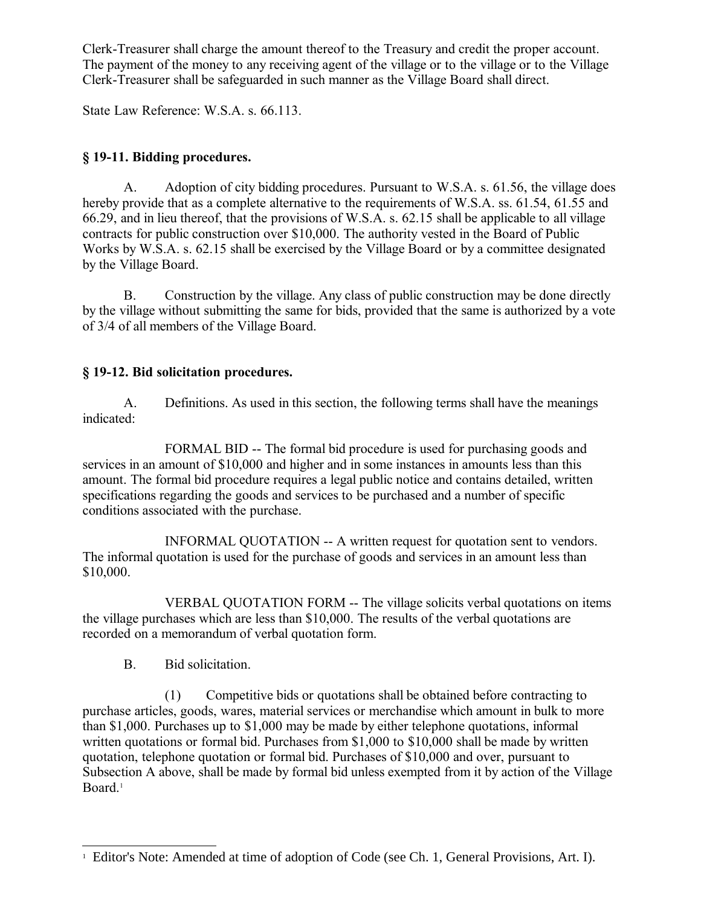Clerk-Treasurer shall charge the amount thereof to the Treasury and credit the proper account. The payment of the money to any receiving agent of the village or to the village or to the Village Clerk-Treasurer shall be safeguarded in such manner as the Village Board shall direct.

State Law Reference: W.S.A. s. 66.113.

### § 19-11. Bidding procedures.

A. Adoption of city bidding procedures. Pursuant to W.S.A. s. 61.56, the village does hereby provide that as a complete alternative to the requirements of W.S.A. ss. 61.54, 61.55 and 66.29, and in lieu thereof, that the provisions of W.S.A. s. 62.15 shall be applicable to all village contracts for public construction over $10,000. The authority vested in the Board of Public Works by W.S.A. s. 62.15 shall be exercised by the Village Board or by a committee designated by the Village Board.

B. Construction by the village. Any class of public construction may be done directly by the village without submitting the same for bids, provided that the same is authorized by a vote of 3/4 of all members of the Village Board.

### § 19-12. Bid solicitation procedures.

A. Definitions. As used in this section, the following terms shall have the meanings indicated:

FORMAL BID -- The formal bid procedure is used for purchasing goods and services in an amount of $10,000 and higher and in some instances in amounts less than this amount. The formal bid procedure requires a legal public notice and contains detailed, written specifications regarding the goods and services to be purchased and a number of specific conditions associated with the purchase.

INFORMAL QUOTATION -- A written request for quotation sent to vendors. The informal quotation is used for the purchase of goods and services in an amount less than $10,000.

VERBAL QUOTATION FORM -- The village solicits verbal quotations on items the village purchases which are less than $10,000. The results of the verbal quotations are recorded on a memorandum of verbal quotation form.

B. Bid solicitation.

(1) Competitive bids or quotations shall be obtained before contracting to purchase articles, goods, wares, material services or merchandise which amount in bulk to more than $1,000. Purchases up to $1,000 may be made by either telephone quotations, informal written quotations or formal bid. Purchases from $1,000 to $10,000 shall be made by written quotation, telephone quotation or formal bid. Purchases of $10,000 and over, pursuant to Subsection A above, shall be made by formal bid unless exempted from it by action of the Village Board.[1]

[1] Editor's Note: Amended at time of adoption of Code (see Ch. 1, General Provisions, Art. I).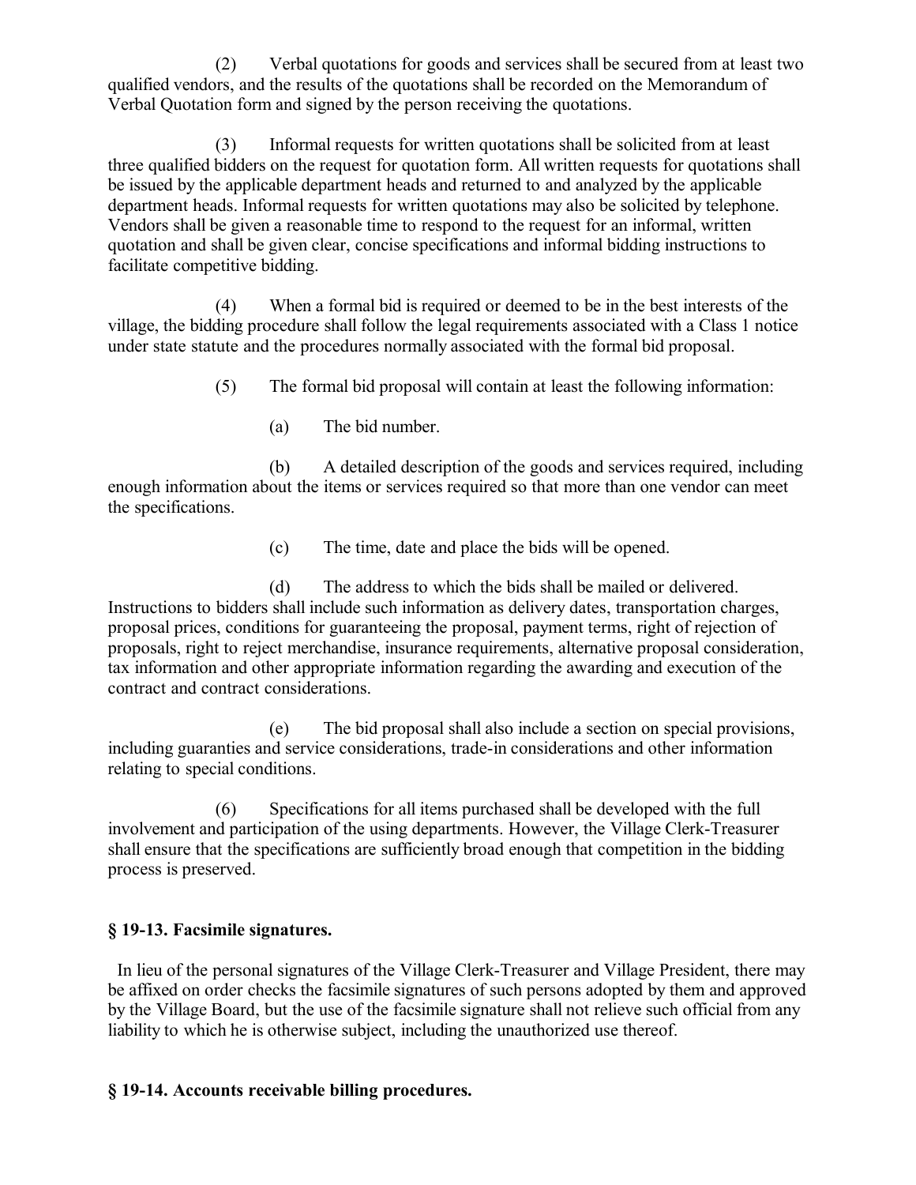(2) Verbal quotations for goods and services shall be secured from at least two qualified vendors, and the results of the quotations shall be recorded on the Memorandum of Verbal Quotation form and signed by the person receiving the quotations.

(3) Informal requests for written quotations shall be solicited from at least three qualified bidders on the request for quotation form. All written requests for quotations shall be issued by the applicable department heads and returned to and analyzed by the applicable department heads. Informal requests for written quotations may also be solicited by telephone. Vendors shall be given a reasonable time to respond to the request for an informal, written quotation and shall be given clear, concise specifications and informal bidding instructions to facilitate competitive bidding.

(4) When a formal bid is required or deemed to be in the best interests of the village, the bidding procedure shall follow the legal requirements associated with a Class 1 notice under state statute and the procedures normally associated with the formal bid proposal.

(5) The formal bid proposal will contain at least the following information:

(a) The bid number.

(b) A detailed description of the goods and services required, including enough information about the items or services required so that more than one vendor can meet the specifications.

(c) The time, date and place the bids will be opened.

(d) The address to which the bids shall be mailed or delivered. Instructions to bidders shall include such information as delivery dates, transportation charges, proposal prices, conditions for guaranteeing the proposal, payment terms, right of rejection of proposals, right to reject merchandise, insurance requirements, alternative proposal consideration, tax information and other appropriate information regarding the awarding and execution of the contract and contract considerations.

(e) The bid proposal shall also include a section on special provisions, including guaranties and service considerations, trade-in considerations and other information relating to special conditions.

(6) Specifications for all items purchased shall be developed with the full involvement and participation of the using departments. However, the Village Clerk-Treasurer shall ensure that the specifications are sufficiently broad enough that competition in the bidding process is preserved.

**§ 19-13. Facsimile signatures.**

In lieu of the personal signatures of the Village Clerk-Treasurer and Village President, there may be affixed on order checks the facsimile signatures of such persons adopted by them and approved by the Village Board, but the use of the facsimile signature shall not relieve such official from any liability to which he is otherwise subject, including the unauthorized use thereof.

**§ 19-14. Accounts receivable billing procedures.**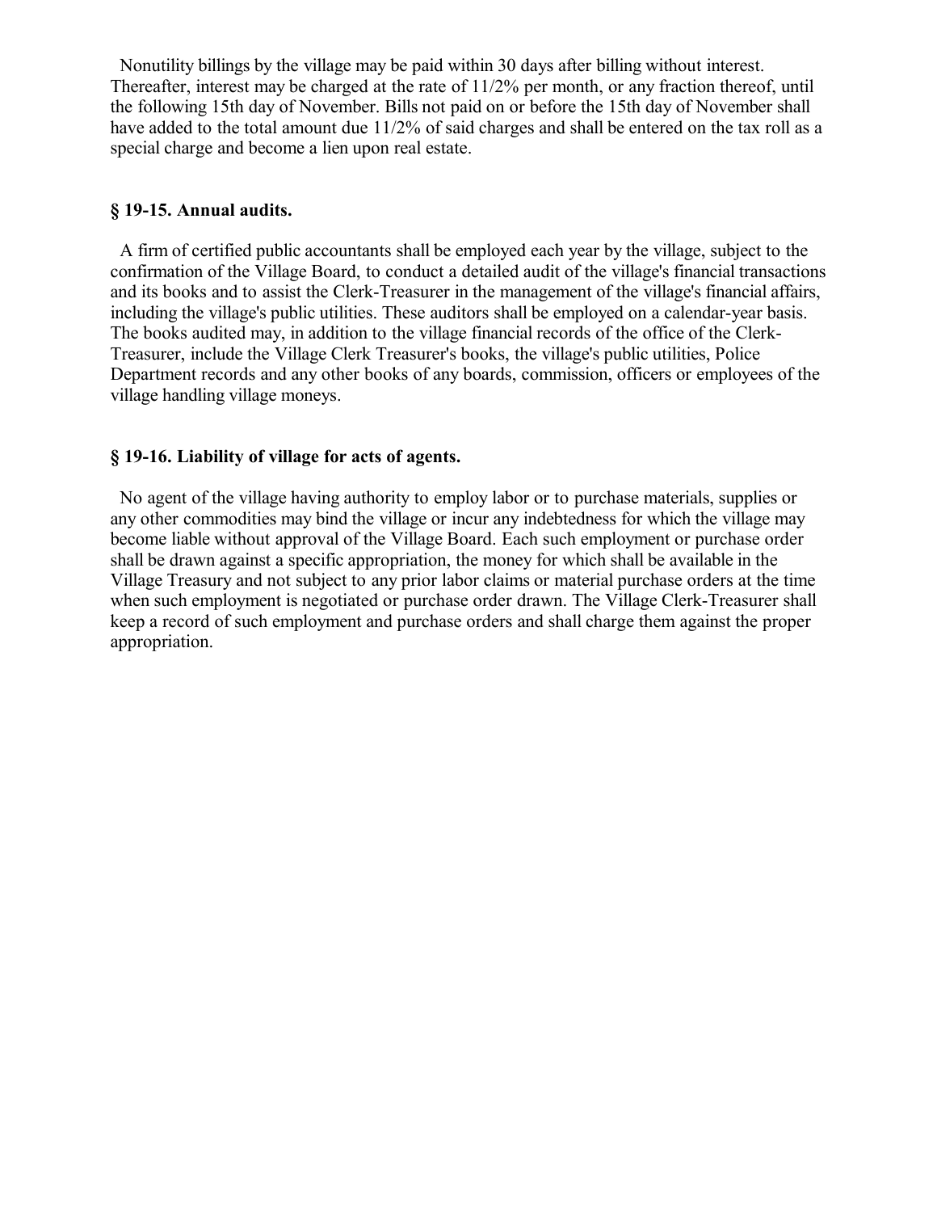Nonutility billings by the village may be paid within 30 days after billing without interest. Thereafter, interest may be charged at the rate of 11/2% per month, or any fraction thereof, until the following 15th day of November. Bills not paid on or before the 15th day of November shall have added to the total amount due 11/2% of said charges and shall be entered on the tax roll as a special charge and become a lien upon real estate.

### § 19-15. Annual audits.

A firm of certified public accountants shall be employed each year by the village, subject to the confirmation of the Village Board, to conduct a detailed audit of the village's financial transactions and its books and to assist the Clerk-Treasurer in the management of the village's financial affairs, including the village's public utilities. These auditors shall be employed on a calendar-year basis. The books audited may, in addition to the village financial records of the office of the Clerk-Treasurer, include the Village Clerk Treasurer's books, the village's public utilities, Police Department records and any other books of any boards, commission, officers or employees of the village handling village moneys.

### § 19-16. Liability of village for acts of agents.

No agent of the village having authority to employ labor or to purchase materials, supplies or any other commodities may bind the village or incur any indebtedness for which the village may become liable without approval of the Village Board. Each such employment or purchase order shall be drawn against a specific appropriation, the money for which shall be available in the Village Treasury and not subject to any prior labor claims or material purchase orders at the time when such employment is negotiated or purchase order drawn. The Village Clerk-Treasurer shall keep a record of such employment and purchase orders and shall charge them against the proper appropriation.